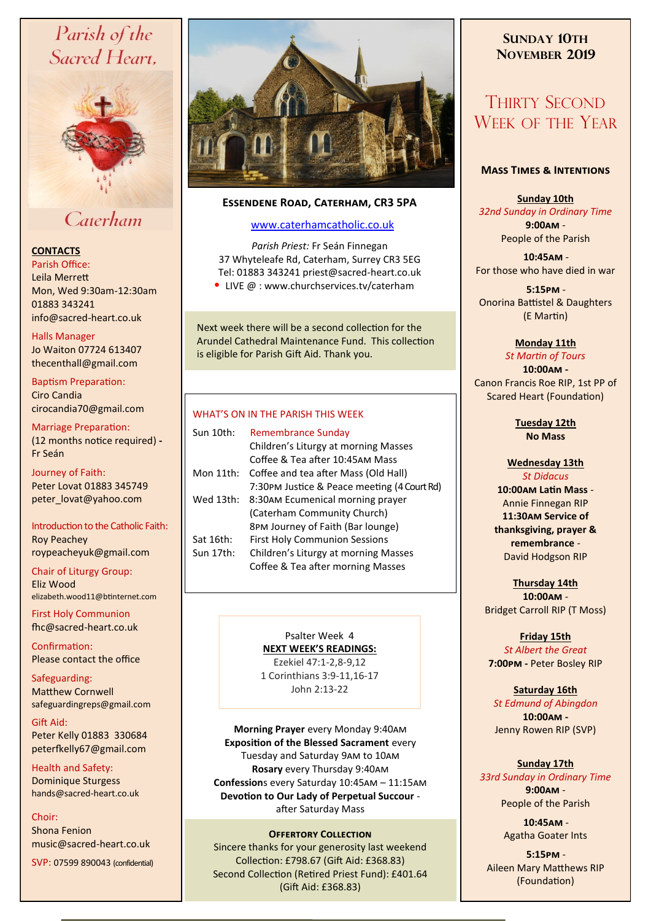# Parish of the Sacred Heart, Caterham

**CONTACTS**

Parish Office:
Leila Merrett
Mon, Wed 9:30am-12:30am
01883 343241
info@sacred-heart.co.uk

Halls Manager
Jo Waiton 07724 613407
thecenthall@gmail.com

Baptism Preparation:
Ciro Candia
cirocandia70@gmail.com

Marriage Preparation:
(12 months notice required) - Fr Seán

Journey of Faith:
Peter Lovat 01883 345749
peter_lovat@yahoo.com

Introduction to the Catholic Faith:
Roy Peachey
roypeacheyuk@gmail.com

Chair of Liturgy Group:
Eliz Wood
elizabeth.wood11@btinternet.com

First Holy Communion
fhc@sacred-heart.co.uk

Confirmation:
Please contact the office

Safeguarding:
Matthew Cornwell
safeguardingreps@gmail.com

Gift Aid:
Peter Kelly 01883 330684
peterfkelly67@gmail.com

Health and Safety:
Dominique Sturgess
hands@sacred-heart.co.uk

Choir:
Shona Fenion
music@sacred-heart.co.uk

SVP: 07599 890043 (confidential)

## Essendene Road, Caterham, CR3 5PA

www.caterhamcatholic.co.uk

*Parish Priest:* Fr Seán Finnegan
37 Whyteleafe Rd, Caterham, Surrey CR3 5EG
Tel: 01883 343241 priest@sacred-heart.co.uk
- LIVE @ : www.churchservices.tv/caterham

Next week there will be a second collection for the Arundel Cathedral Maintenance Fund. This collection is eligible for Parish Gift Aid. Thank you.

### WHAT'S ON IN THE PARISH THIS WEEK

| | |
|---|---|
| Sun 10th: | Remembrance Sunday |
| | Children's Liturgy at morning Masses |
| | Coffee & Tea after 10:45AM Mass |
| Mon 11th: | Coffee and tea after Mass (Old Hall) |
| | 7:30PM Justice & Peace meeting (4 Court Rd) |
| Wed 13th: | 8:30AM Ecumenical morning prayer (Caterham Community Church) |
| | 8PM Journey of Faith (Bar lounge) |
| Sat 16th: | First Holy Communion Sessions |
| Sun 17th: | Children's Liturgy at morning Masses |
| | Coffee & Tea after morning Masses |

Psalter Week 4
**NEXT WEEK'S READINGS:**
Ezekiel 47:1-2,8-9,12
1 Corinthians 3:9-11,16-17
John 2:13-22

**Morning Prayer** every Monday 9:40AM
**Exposition of the Blessed Sacrament** every Tuesday and Saturday 9AM to 10AM
**Rosary** every Thursday 9:40AM
**Confessions** every Saturday 10:45AM – 11:15AM
**Devotion to Our Lady of Perpetual Succour** - after Saturday Mass

### Offertory Collection

Sincere thanks for your generosity last weekend
Collection: £798.67 (Gift Aid: £368.83)
Second Collection (Retired Priest Fund): £401.64 (Gift Aid: £368.83)

## Sunday 10th November 2019

## Thirty Second Week of the Year

### Mass Times & Intentions

**Sunday 10th**
*32nd Sunday in Ordinary Time*
**9:00AM** - People of the Parish
**10:45AM** - For those who have died in war
**5:15PM** - Onorina Battistel & Daughters (E Martin)

**Monday 11th**
*St Martin of Tours*
**10:00AM** - Canon Francis Roe RIP, 1st PP of Scared Heart (Foundation)

**Tuesday 12th**
**No Mass**

**Wednesday 13th**
*St Didacus*
**10:00AM Latin Mass** - Annie Finnegan RIP
**11:30AM Service of thanksgiving, prayer & remembrance** - David Hodgson RIP

**Thursday 14th**
**10:00AM** - Bridget Carroll RIP (T Moss)

**Friday 15th**
*St Albert the Great*
**7:00PM** - Peter Bosley RIP

**Saturday 16th**
*St Edmund of Abingdon*
**10:00AM** - Jenny Rowen RIP (SVP)

**Sunday 17th**
*33rd Sunday in Ordinary Time*
**9:00AM** - People of the Parish
**10:45AM** - Agatha Goater Ints
**5:15PM** - Aileen Mary Matthews RIP (Foundation)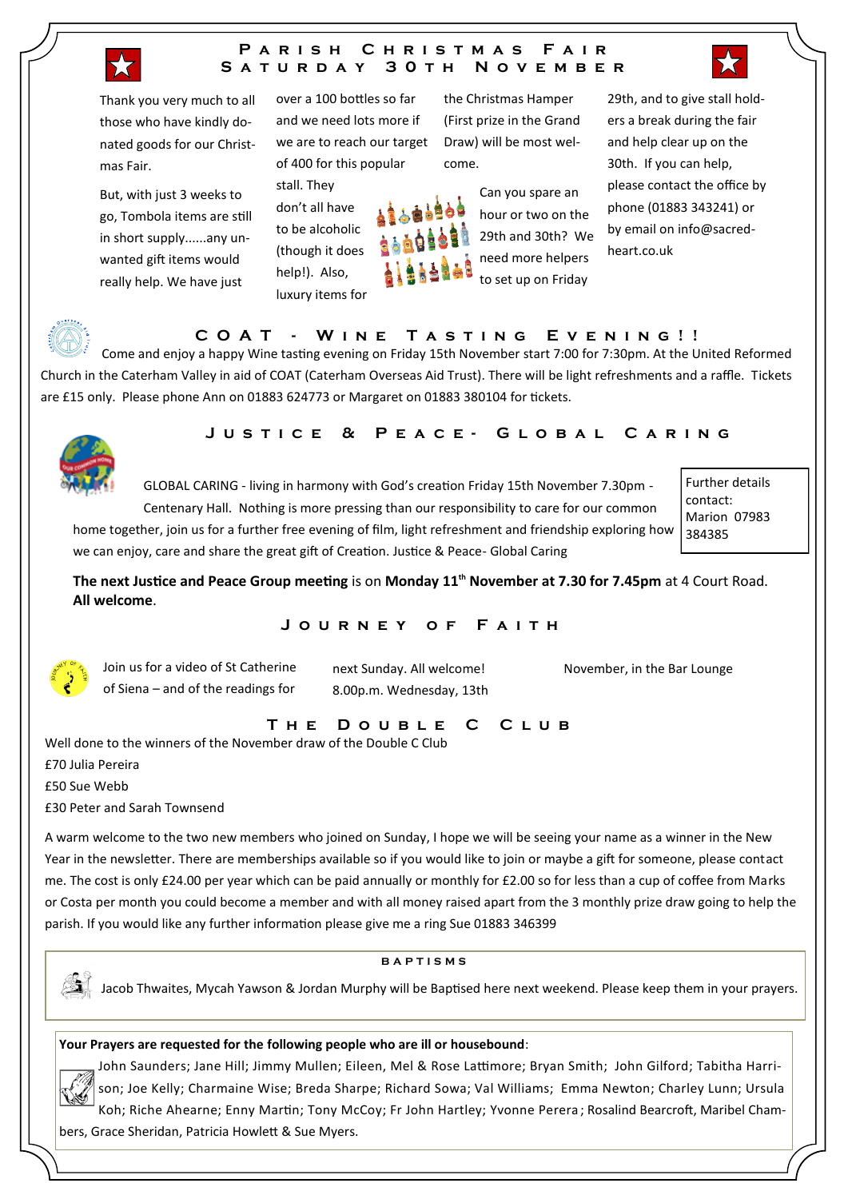## Parish Christmas Fair
## Saturday 30th November

Thank you very much to all those who have kindly donated goods for our Christmas Fair.

But, with just 3 weeks to go, Tombola items are still in short supply......any unwanted gift items would really help. We have just over a 100 bottles so far and we need lots more if we are to reach our target of 400 for this popular stall. They don't all have to be alcoholic (though it does help!). Also, luxury items for the Christmas Hamper (First prize in the Grand Draw) will be most welcome.

Can you spare an hour or two on the 29th and 30th? We need more helpers to set up on Friday 29th, and to give stall holders a break during the fair and help clear up on the 30th. If you can help, please contact the office by phone (01883 343241) or by email on info@sacred-heart.co.uk

## COAT - Wine Tasting Evening!!

Come and enjoy a happy Wine tasting evening on Friday 15th November start 7:00 for 7:30pm. At the United Reformed Church in the Caterham Valley in aid of COAT (Caterham Overseas Aid Trust). There will be light refreshments and a raffle. Tickets are £15 only. Please phone Ann on 01883 624773 or Margaret on 01883 380104 for tickets.

## Justice & Peace- Global Caring

GLOBAL CARING - living in harmony with God's creation Friday 15th November 7.30pm - Centenary Hall. Nothing is more pressing than our responsibility to care for our common home together, join us for a further free evening of film, light refreshment and friendship exploring how we can enjoy, care and share the great gift of Creation. Justice & Peace- Global Caring

Further details contact: Marion 07983 384385

**The next Justice and Peace Group meeting** is on **Monday 11th November at 7.30 for 7.45pm** at 4 Court Road. **All welcome**.

## Journey of Faith

Join us for a video of St Catherine of Siena – and of the readings for next Sunday. All welcome! 8.00p.m. Wednesday, 13th November, in the Bar Lounge

## The Double C Club

Well done to the winners of the November draw of the Double C Club

£70 Julia Pereira

£50 Sue Webb

£30 Peter and Sarah Townsend

A warm welcome to the two new members who joined on Sunday, I hope we will be seeing your name as a winner in the New Year in the newsletter. There are memberships available so if you would like to join or maybe a gift for someone, please contact me. The cost is only £24.00 per year which can be paid annually or monthly for £2.00 so for less than a cup of coffee from Marks or Costa per month you could become a member and with all money raised apart from the 3 monthly prize draw going to help the parish. If you would like any further information please give me a ring Sue 01883 346399

### BAPTISMS

Jacob Thwaites, Mycah Yawson & Jordan Murphy will be Baptised here next weekend. Please keep them in your prayers.

**Your Prayers are requested for the following people who are ill or housebound**:

John Saunders; Jane Hill; Jimmy Mullen; Eileen, Mel & Rose Lattimore; Bryan Smith; John Gilford; Tabitha Harrison; Joe Kelly; Charmaine Wise; Breda Sharpe; Richard Sowa; Val Williams; Emma Newton; Charley Lunn; Ursula Koh; Riche Ahearne; Enny Martin; Tony McCoy; Fr John Hartley; Yvonne Perera ; Rosalind Bearcroft, Maribel Chambers, Grace Sheridan, Patricia Howlett & Sue Myers.